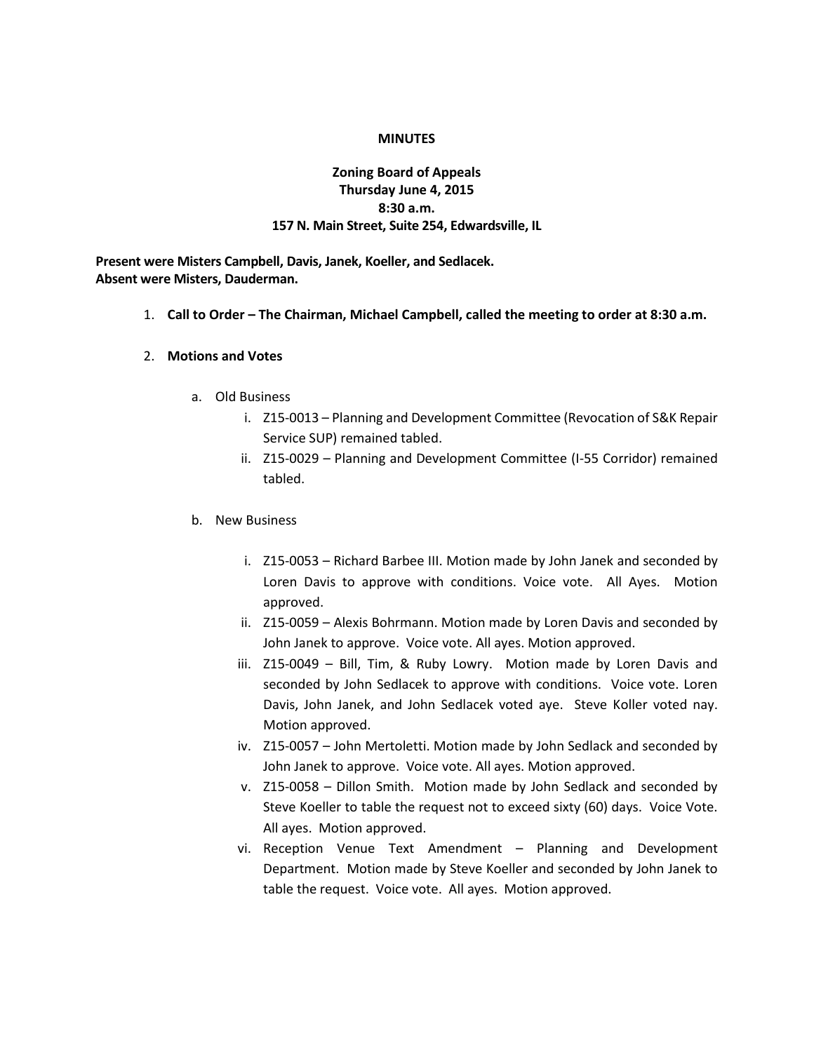**MINUTES**

**Zoning Board of Appeals**
**Thursday June 4, 2015**
**8:30 a.m.**
**157 N. Main Street, Suite 254, Edwardsville, IL**

**Present were Misters Campbell, Davis, Janek, Koeller, and Sedlacek.**
**Absent were Misters, Dauderman.**

1. **Call to Order – The Chairman, Michael Campbell, called the meeting to order at 8:30 a.m.**

2. **Motions and Votes**

   a. Old Business

      i. Z15-0013 – Planning and Development Committee (Revocation of S&K Repair Service SUP) remained tabled.

      ii. Z15-0029 – Planning and Development Committee (I-55 Corridor) remained tabled.

   b. New Business

      i. Z15-0053 – Richard Barbee III. Motion made by John Janek and seconded by Loren Davis to approve with conditions. Voice vote. All Ayes. Motion approved.

      ii. Z15-0059 – Alexis Bohrmann. Motion made by Loren Davis and seconded by John Janek to approve. Voice vote. All ayes. Motion approved.

      iii. Z15-0049 – Bill, Tim, & Ruby Lowry. Motion made by Loren Davis and seconded by John Sedlacek to approve with conditions. Voice vote. Loren Davis, John Janek, and John Sedlacek voted aye. Steve Koller voted nay. Motion approved.

      iv. Z15-0057 – John Mertoletti. Motion made by John Sedlack and seconded by John Janek to approve. Voice vote. All ayes. Motion approved.

      v. Z15-0058 – Dillon Smith. Motion made by John Sedlack and seconded by Steve Koeller to table the request not to exceed sixty (60) days. Voice Vote. All ayes. Motion approved.

      vi. Reception Venue Text Amendment – Planning and Development Department. Motion made by Steve Koeller and seconded by John Janek to table the request. Voice vote. All ayes. Motion approved.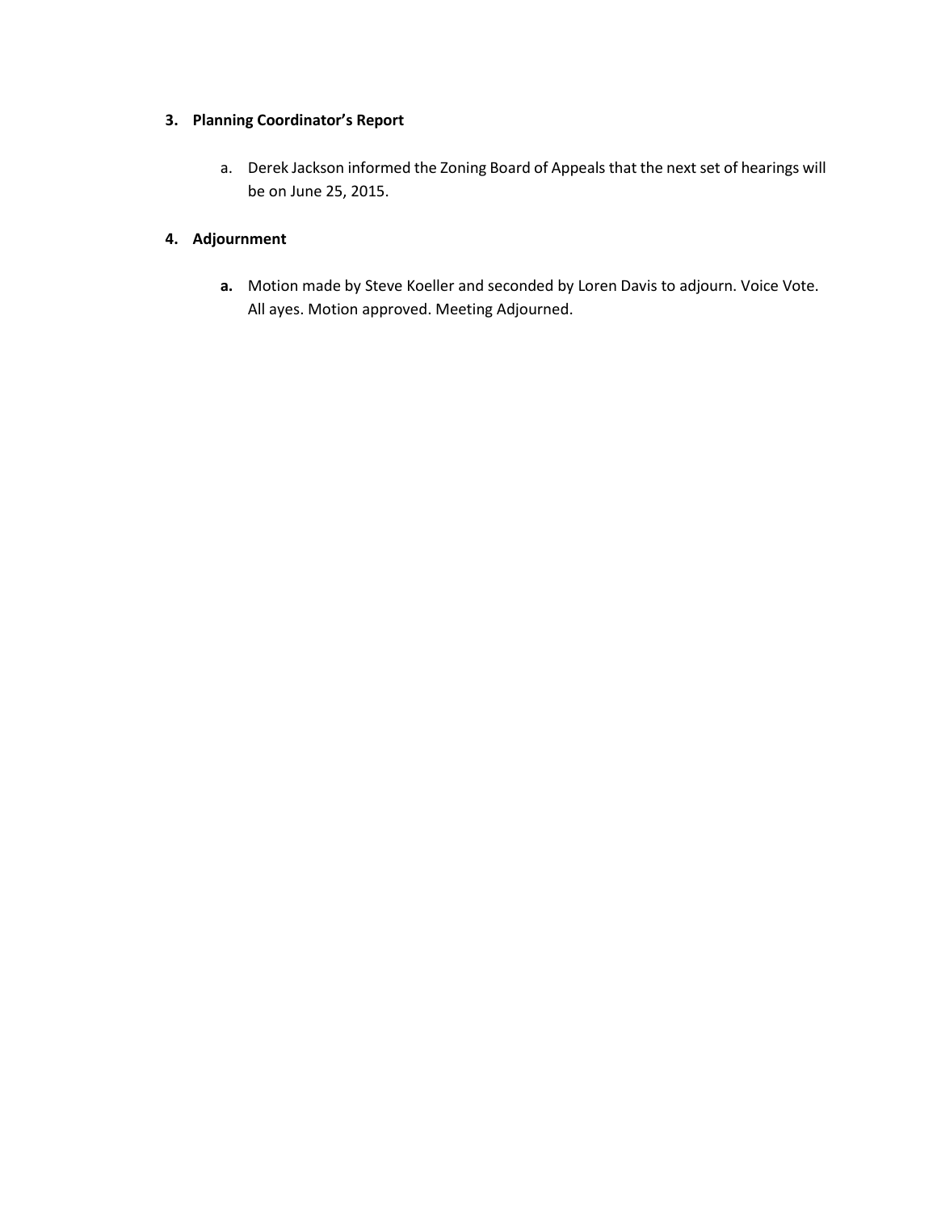3. **Planning Coordinator's Report**

    a. Derek Jackson informed the Zoning Board of Appeals that the next set of hearings will be on June 25, 2015.

4. **Adjournment**

    **a.** Motion made by Steve Koeller and seconded by Loren Davis to adjourn. Voice Vote. All ayes. Motion approved. Meeting Adjourned.